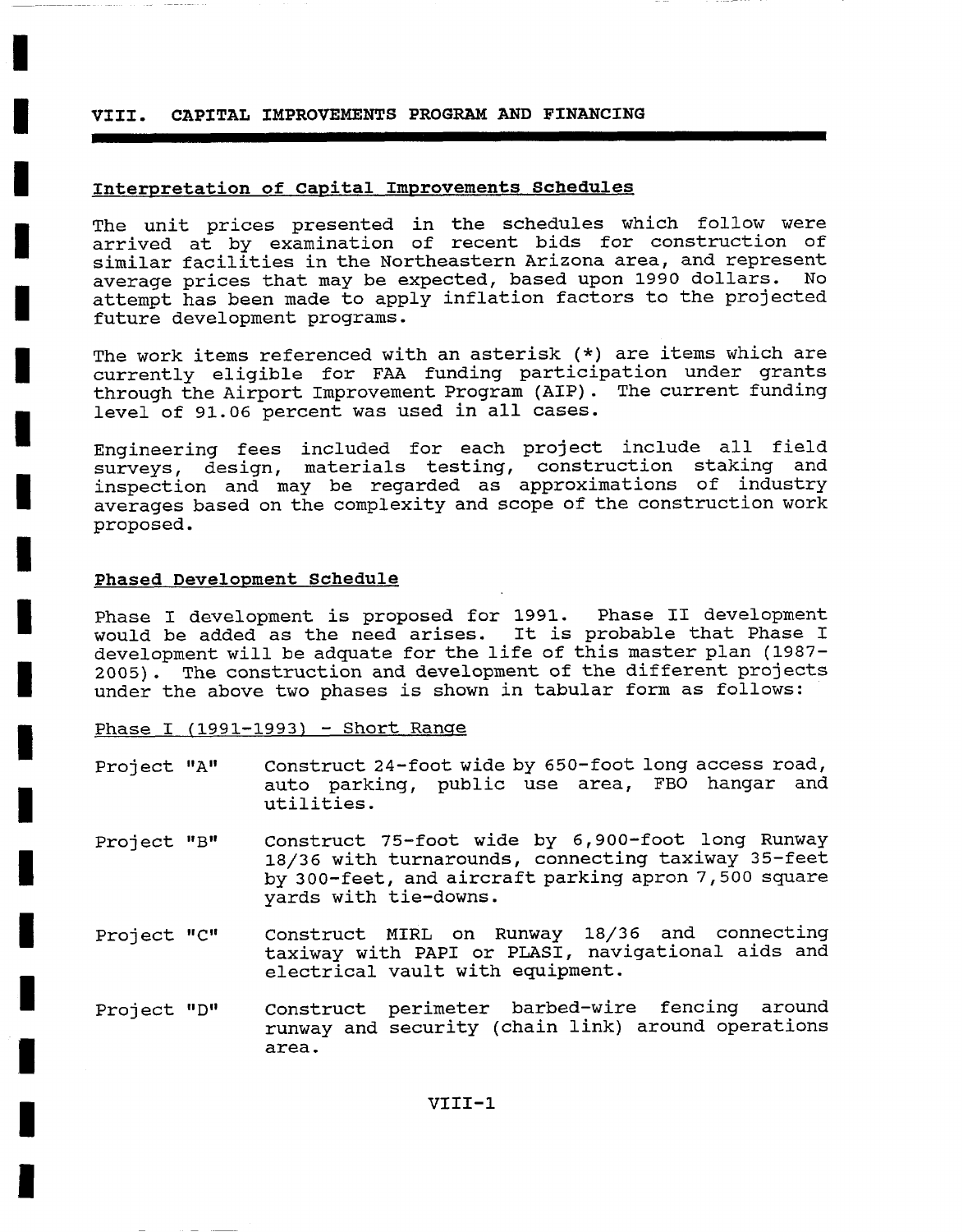# VIII. CAPITAL IMPROVEMENTS PROGRAM AND FINANCING

## Interpretation of Capital Improvements Schedules

The unit prices presented in the schedules which follow were arrived at by examination of recent bids for construction of similar facilities in the Northeastern Arizona area, and represent average prices that may be expected, based upon 1990 dollars. No attempt has been made to apply inflation factors to the projected future development programs.

The work items referenced with an asterisk (*) are items which are currently eligible for FAA funding participation under grants through the Airport Improvement Program (AIP). The current funding level of 91.06 percent was used in all cases.

Engineering fees included for each project include all field surveys, design, materials testing, construction staking and inspection and may be regarded as approximations of industry averages based on the complexity and scope of the construction work proposed.

## Phased Development Schedule

Phase I development is proposed for 1991. Phase II development would be added as the need arises. It is probable that Phase I development will be adquate for the life of this master plan (1987-2005). The construction and development of the different projects under the above two phases is shown in tabular form as follows:

### Phase I (1991-1993) - Short Range

Project "A" Construct 24-foot wide by 650-foot long access road, auto parking, public use area, FBO hangar and utilities.

Project "B" Construct 75-foot wide by 6,900-foot long Runway 18/36 with turnarounds, connecting taxiway 35-feet by 300-feet, and aircraft parking apron 7,500 square yards with tie-downs.

Project "C" Construct MIRL on Runway 18/36 and connecting taxiway with PAPI or PLASI, navigational aids and electrical vault with equipment.

Project "D" Construct perimeter barbed-wire fencing around runway and security (chain link) around operations area.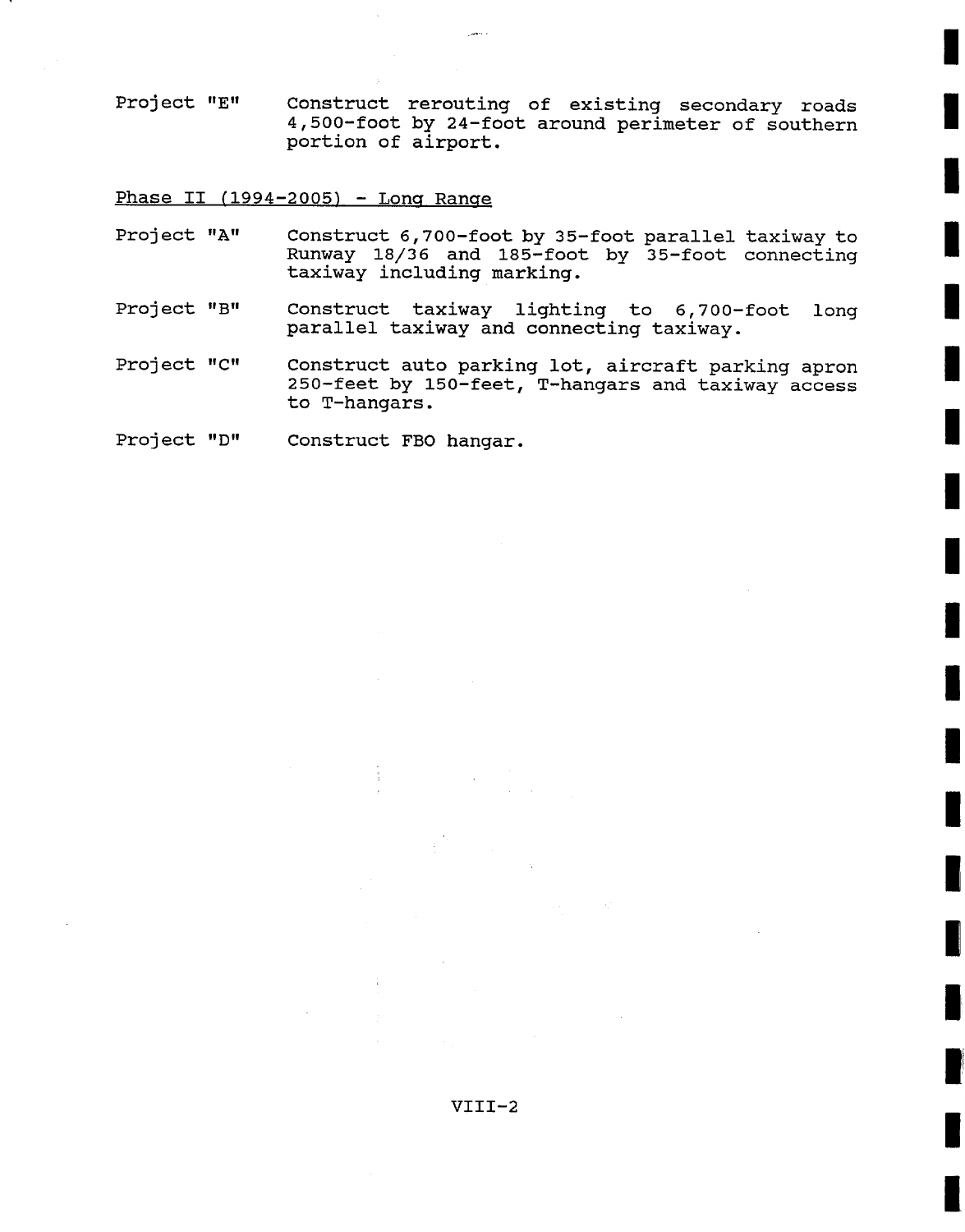Project "E" Construct rerouting of existing secondary roads 4,500-foot by 24-foot around perimeter of southern portion of airport.

Phase II (1994-2005) - Long Range

Project "A" Construct 6,700-foot by 35-foot parallel taxiway to Runway 18/36 and 185-foot by 35-foot connecting taxiway including marking.

Project "B" Construct taxiway lighting to 6,700-foot long parallel taxiway and connecting taxiway.

Project "C" Construct auto parking lot, aircraft parking apron 250-feet by 150-feet, T-hangars and taxiway access to T-hangars.

Project "D" Construct FBO hangar.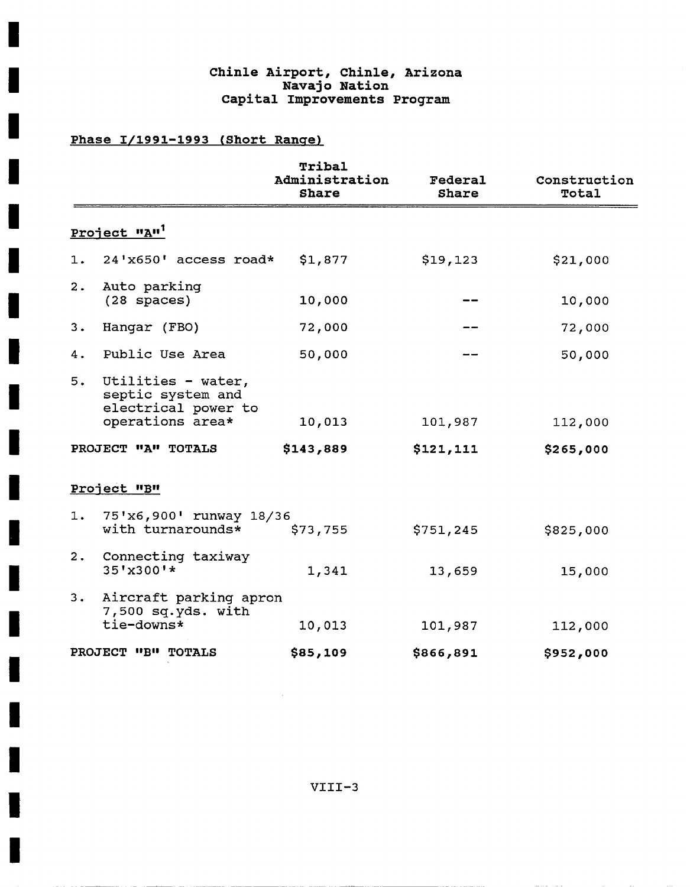# Chinle Airport, Chinle, Arizona
## Navajo Nation
## Capital Improvements Program

**Phase I/1991-1993 (Short Range)**

| | Tribal Administration Share | Federal Share | Construction Total |
|---|---|---|---|
| **Project "A"[1]** | | | |
| 1. 24'x650' access road* | $1,877 | $19,123 | $21,000 |
| 2. Auto parking (28 spaces) | 10,000 | -- | 10,000 |
| 3. Hangar (FBO) | 72,000 | -- | 72,000 |
| 4. Public Use Area | 50,000 | -- | 50,000 |
| 5. Utilities - water, septic system and electrical power to operations area* | 10,013 | 101,987 | 112,000 |
| **PROJECT "A" TOTALS** | **$143,889** | **$121,111** | **$265,000** |
| **Project "B"** | | | |
| 1. 75'x6,900' runway 18/36 with turnarounds* | $73,755 | $751,245 | $825,000 |
| 2. Connecting taxiway 35'x300'* | 1,341 | 13,659 | 15,000 |
| 3. Aircraft parking apron 7,500 sq.yds. with tie-downs* | 10,013 | 101,987 | 112,000 |
| **PROJECT "B" TOTALS** | **$85,109** | **$866,891** | **$952,000** |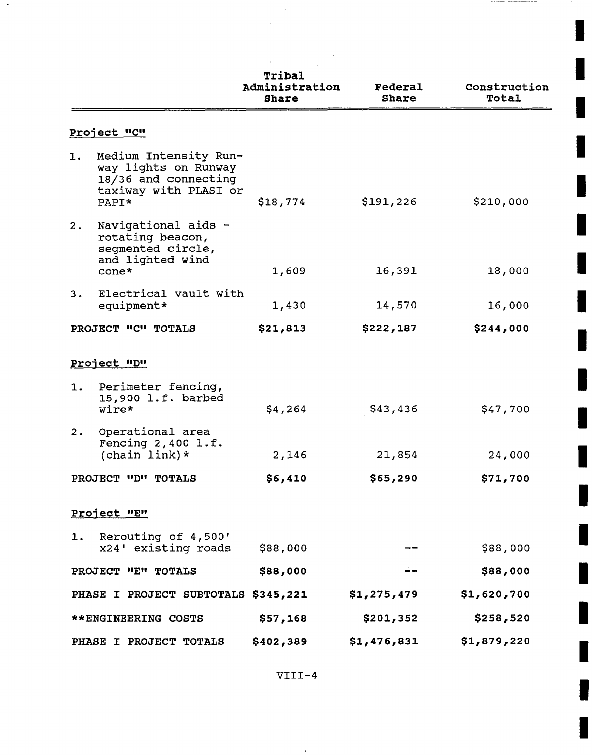| | Tribal Administration Share | Federal Share | Construction Total |
|---|---|---|---|
| **Project "C"** | | | |
| 1. Medium Intensity Runway lights on Runway 18/36 and connecting taxiway with PLASI or PAPI* | $18,774 | $191,226 | $210,000 |
| 2. Navigational aids - rotating beacon, segmented circle, and lighted wind cone* | 1,609 | 16,391 | 18,000 |
| 3. Electrical vault with equipment* | 1,430 | 14,570 | 16,000 |
| **PROJECT "C" TOTALS** | **$21,813** | **$222,187** | **$244,000** |
| **Project "D"** | | | |
| 1. Perimeter fencing, 15,900 l.f. barbed wire* | $4,264 | $43,436 | $47,700 |
| 2. Operational area Fencing 2,400 l.f. (chain link)* | 2,146 | 21,854 | 24,000 |
| **PROJECT "D" TOTALS** | **$6,410** | **$65,290** | **$71,700** |
| **Project "E"** | | | |
| 1. Rerouting of 4,500' x24' existing roads | $88,000 | -- | $88,000 |
| **PROJECT "E" TOTALS** | **$88,000** | **--** | **$88,000** |
| **PHASE I PROJECT SUBTOTALS** | **$345,221** | **$1,275,479** | **$1,620,700** |
| **\*\*ENGINEERING COSTS** | **$57,168** | **$201,352** | **$258,520** |
| **PHASE I PROJECT TOTALS** | **$402,389** | **$1,476,831** | **$1,879,220** |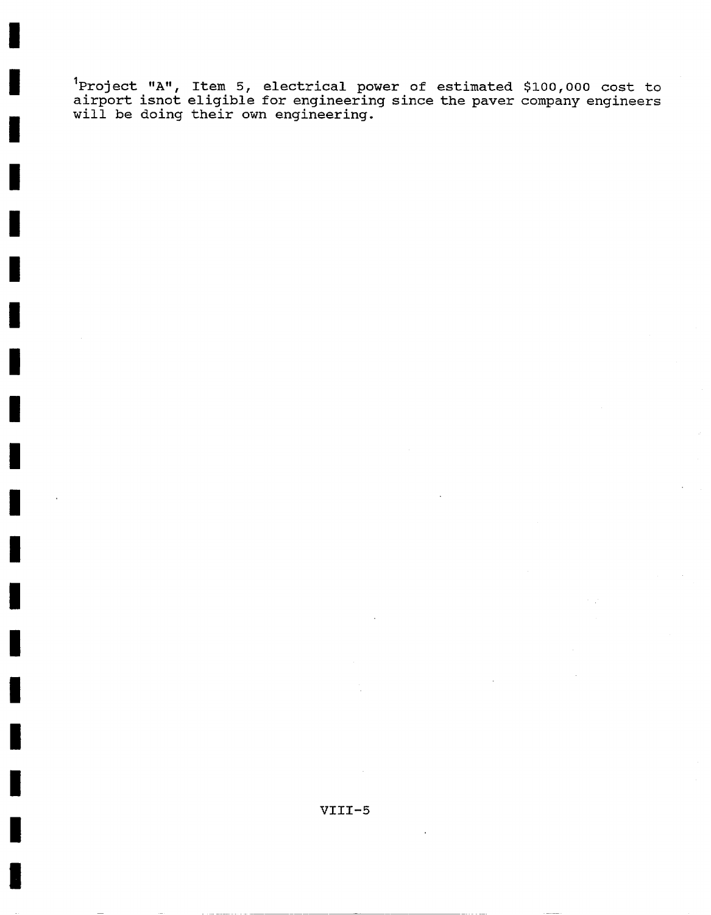[1]Project "A", Item 5, electrical power of estimated $100,000 cost to airport isnot eligible for engineering since the paver company engineers will be doing their own engineering.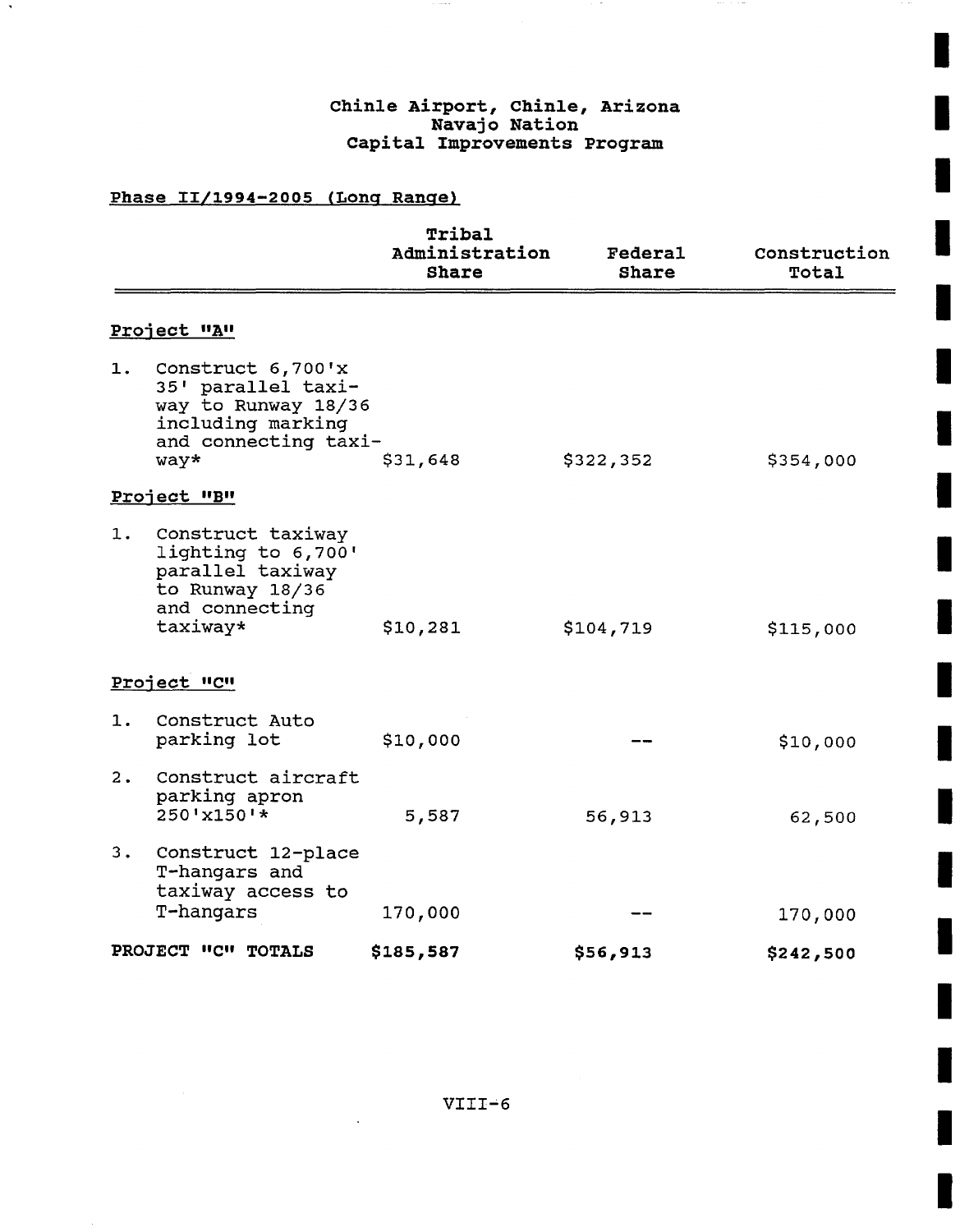# Chinle Airport, Chinle, Arizona
## Navajo Nation
## Capital Improvements Program

**Phase II/1994-2005 (Long Range)**

| | Tribal Administration Share | Federal Share | Construction Total |
|---|---|---|---|
| **Project "A"** | | | |
| 1. Construct 6,700'x 35' parallel taxiway to Runway 18/36 including marking and connecting taxiway* | $31,648 | $322,352 | $354,000 |
| **Project "B"** | | | |
| 1. Construct taxiway lighting to 6,700' parallel taxiway to Runway 18/36 and connecting taxiway* | $10,281 | $104,719 | $115,000 |
| **Project "C"** | | | |
| 1. Construct Auto parking lot | $10,000 | -- | $10,000 |
| 2. Construct aircraft parking apron 250'x150'* | 5,587 | 56,913 | 62,500 |
| 3. Construct 12-place T-hangars and taxiway access to T-hangars | 170,000 | -- | 170,000 |
| **PROJECT "C" TOTALS** | **$185,587** | **$56,913** | **$242,500** |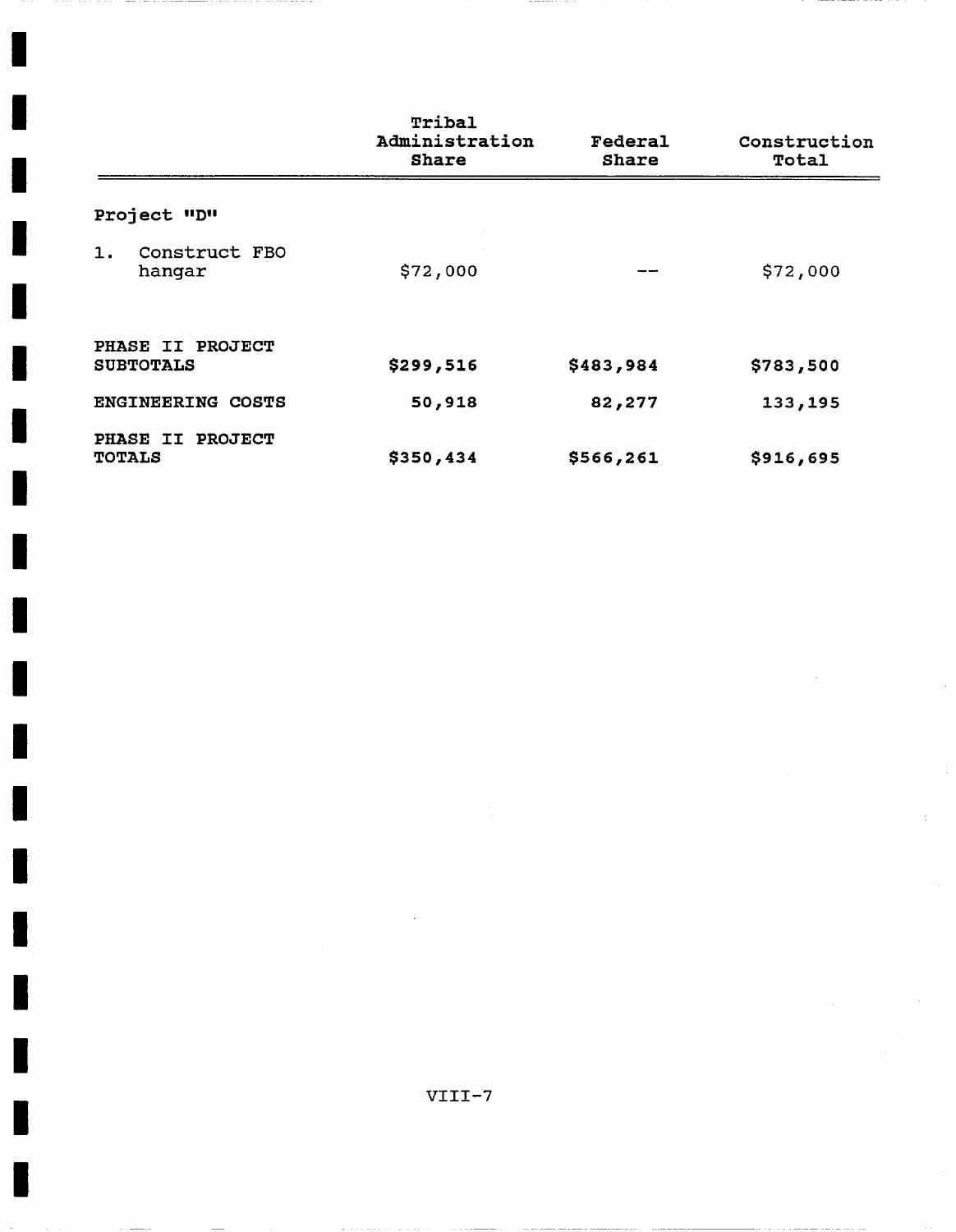| | Tribal Administration Share | Federal Share | Construction Total |
|---|---|---|---|
| Project "D" | | | |
| 1. Construct FBO hangar | $72,000 | -- | $72,000 |
| **PHASE II PROJECT SUBTOTALS** | **$299,516** | **$483,984** | **$783,500** |
| **ENGINEERING COSTS** | **50,918** | **82,277** | **133,195** |
| **PHASE II PROJECT TOTALS** | **$350,434** | **$566,261** | **$916,695** |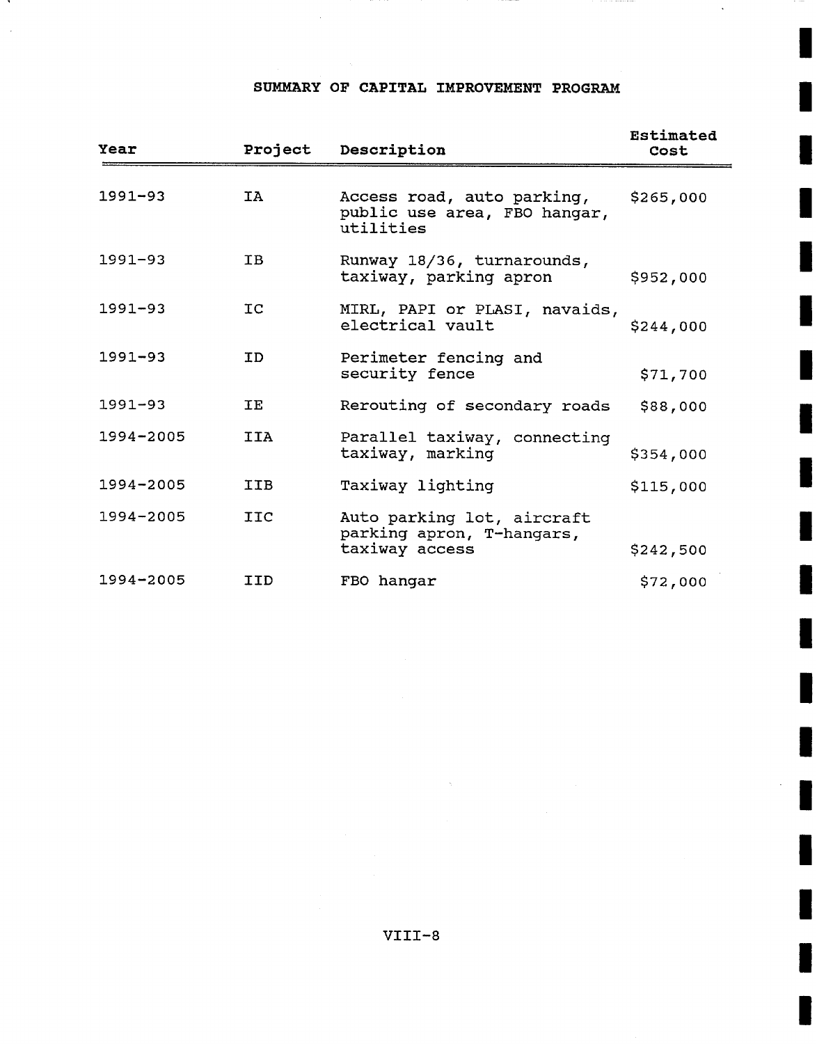## SUMMARY OF CAPITAL IMPROVEMENT PROGRAM

| Year | Project | Description | Estimated Cost |
|---|---|---|---|
| 1991-93 | IA | Access road, auto parking, public use area, FBO hangar, utilities | $265,000 |
| 1991-93 | IB | Runway 18/36, turnarounds, taxiway, parking apron | $952,000 |
| 1991-93 | IC | MIRL, PAPI or PLASI, navaids, electrical vault | $244,000 |
| 1991-93 | ID | Perimeter fencing and security fence | $71,700 |
| 1991-93 | IE | Rerouting of secondary roads | $88,000 |
| 1994-2005 | IIA | Parallel taxiway, connecting taxiway, marking | $354,000 |
| 1994-2005 | IIB | Taxiway lighting | $115,000 |
| 1994-2005 | IIC | Auto parking lot, aircraft parking apron, T-hangars, taxiway access | $242,500 |
| 1994-2005 | IID | FBO hangar | $72,000 |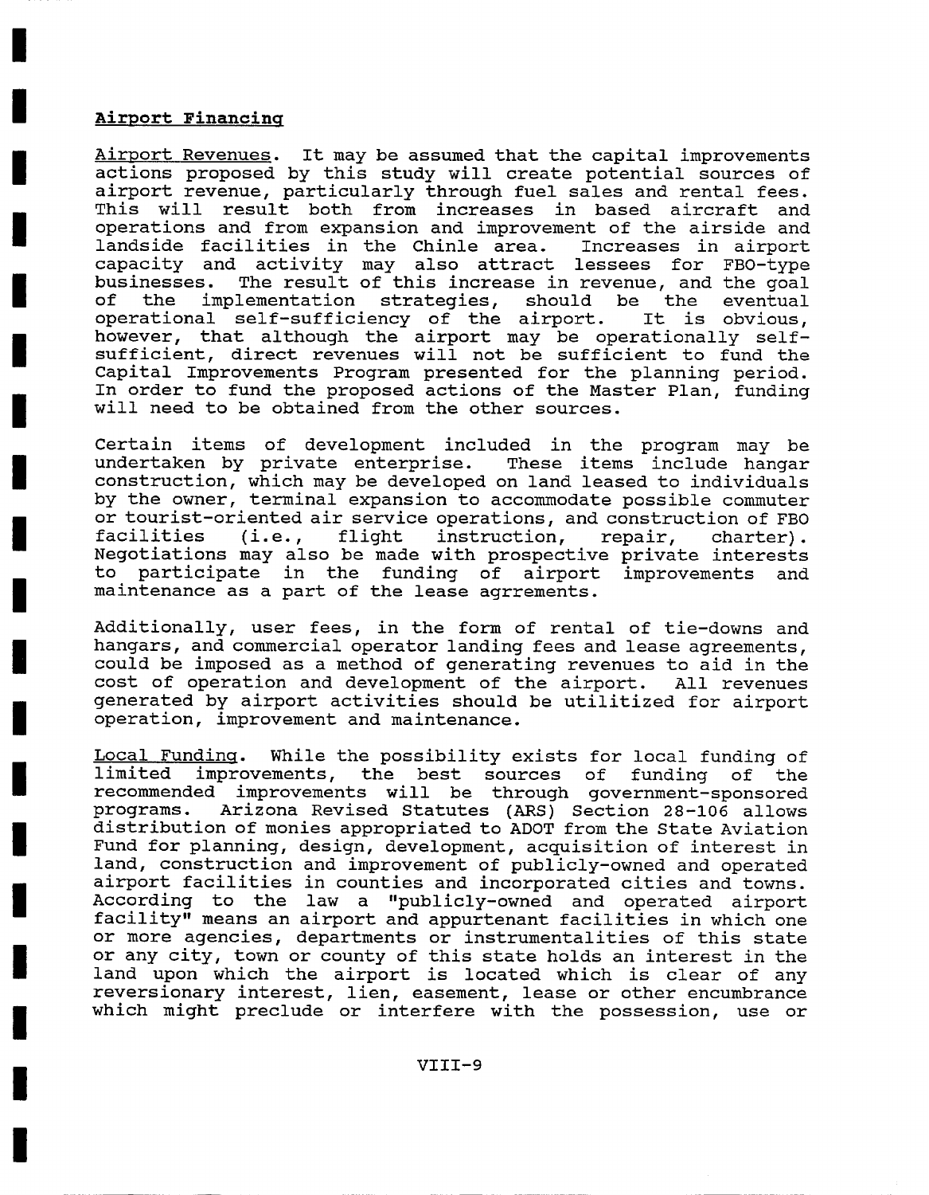## Airport Financing

Airport Revenues. It may be assumed that the capital improvements actions proposed by this study will create potential sources of airport revenue, particularly through fuel sales and rental fees. This will result both from increases in based aircraft and operations and from expansion and improvement of the airside and landside facilities in the Chinle area. Increases in airport capacity and activity may also attract lessees for FBO-type businesses. The result of this increase in revenue, and the goal of the implementation strategies, should be the eventual operational self-sufficiency of the airport. It is obvious, however, that although the airport may be operationally self-sufficient, direct revenues will not be sufficient to fund the Capital Improvements Program presented for the planning period. In order to fund the proposed actions of the Master Plan, funding will need to be obtained from the other sources.

Certain items of development included in the program may be undertaken by private enterprise. These items include hangar construction, which may be developed on land leased to individuals by the owner, terminal expansion to accommodate possible commuter or tourist-oriented air service operations, and construction of FBO facilities (i.e., flight instruction, repair, charter). Negotiations may also be made with prospective private interests to participate in the funding of airport improvements and maintenance as a part of the lease agrrements.

Additionally, user fees, in the form of rental of tie-downs and hangars, and commercial operator landing fees and lease agreements, could be imposed as a method of generating revenues to aid in the cost of operation and development of the airport. All revenues generated by airport activities should be utilitized for airport operation, improvement and maintenance.

Local Funding. While the possibility exists for local funding of limited improvements, the best sources of funding of the recommended improvements will be through government-sponsored programs. Arizona Revised Statutes (ARS) Section 28-106 allows distribution of monies appropriated to ADOT from the State Aviation Fund for planning, design, development, acquisition of interest in land, construction and improvement of publicly-owned and operated airport facilities in counties and incorporated cities and towns. According to the law a "publicly-owned and operated airport facility" means an airport and appurtenant facilities in which one or more agencies, departments or instrumentalities of this state or any city, town or county of this state holds an interest in the land upon which the airport is located which is clear of any reversionary interest, lien, easement, lease or other encumbrance which might preclude or interfere with the possession, use or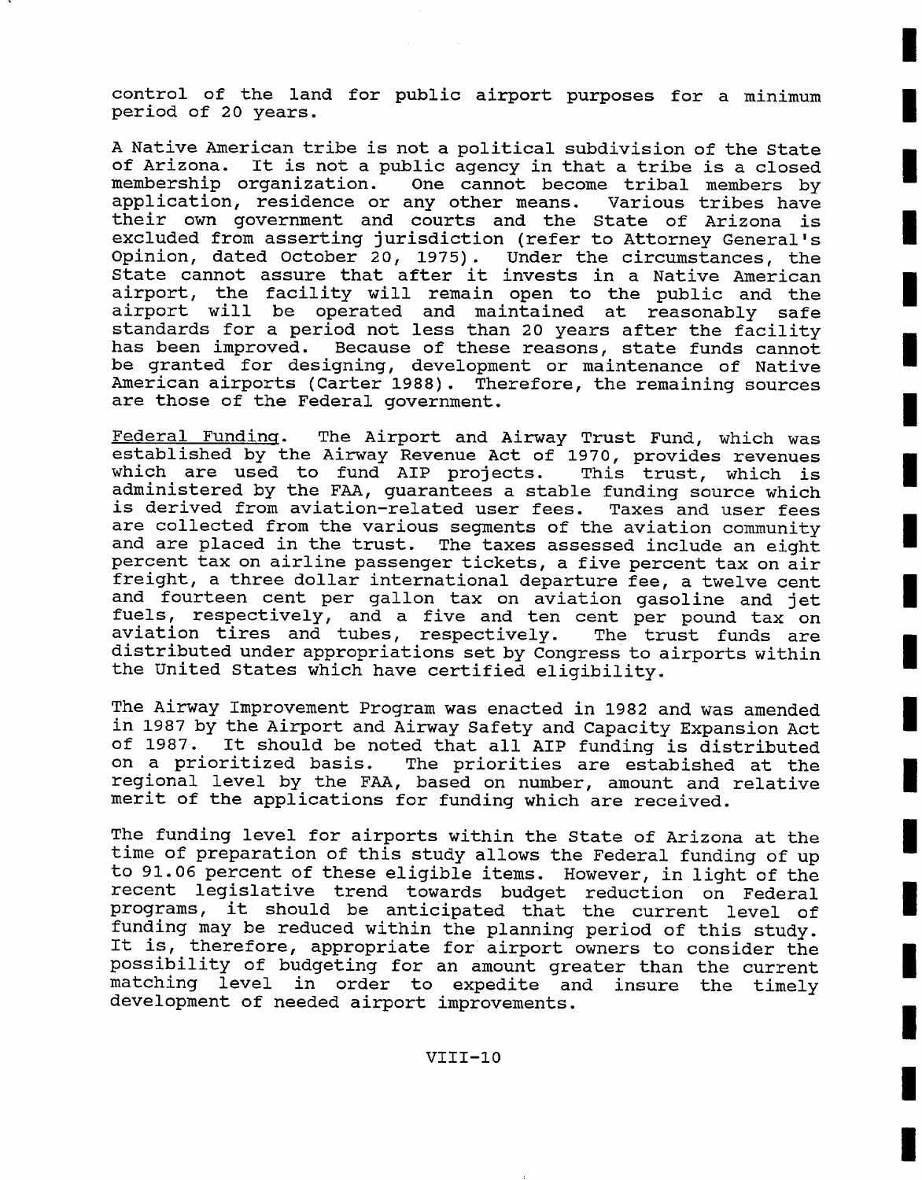control of the land for public airport purposes for a minimum period of 20 years.

A Native American tribe is not a political subdivision of the State of Arizona. It is not a public agency in that a tribe is a closed membership organization. One cannot become tribal members by application, residence or any other means. Various tribes have their own government and courts and the State of Arizona is excluded from asserting jurisdiction (refer to Attorney General's Opinion, dated October 20, 1975). Under the circumstances, the State cannot assure that after it invests in a Native American airport, the facility will remain open to the public and the airport will be operated and maintained at reasonably safe standards for a period not less than 20 years after the facility has been improved. Because of these reasons, state funds cannot be granted for designing, development or maintenance of Native American airports (Carter 1988). Therefore, the remaining sources are those of the Federal government.

Federal Funding. The Airport and Airway Trust Fund, which was established by the Airway Revenue Act of 1970, provides revenues which are used to fund AIP projects. This trust, which is administered by the FAA, guarantees a stable funding source which is derived from aviation-related user fees. Taxes and user fees are collected from the various segments of the aviation community and are placed in the trust. The taxes assessed include an eight percent tax on airline passenger tickets, a five percent tax on air freight, a three dollar international departure fee, a twelve cent and fourteen cent per gallon tax on aviation gasoline and jet fuels, respectively, and a five and ten cent per pound tax on aviation tires and tubes, respectively. The trust funds are distributed under appropriations set by Congress to airports within the United States which have certified eligibility.

The Airway Improvement Program was enacted in 1982 and was amended in 1987 by the Airport and Airway Safety and Capacity Expansion Act of 1987. It should be noted that all AIP funding is distributed on a prioritized basis. The priorities are estabished at the regional level by the FAA, based on number, amount and relative merit of the applications for funding which are received.

The funding level for airports within the State of Arizona at the time of preparation of this study allows the Federal funding of up to 91.06 percent of these eligible items. However, in light of the recent legislative trend towards budget reduction on Federal programs, it should be anticipated that the current level of funding may be reduced within the planning period of this study. It is, therefore, appropriate for airport owners to consider the possibility of budgeting for an amount greater than the current matching level in order to expedite and insure the timely development of needed airport improvements.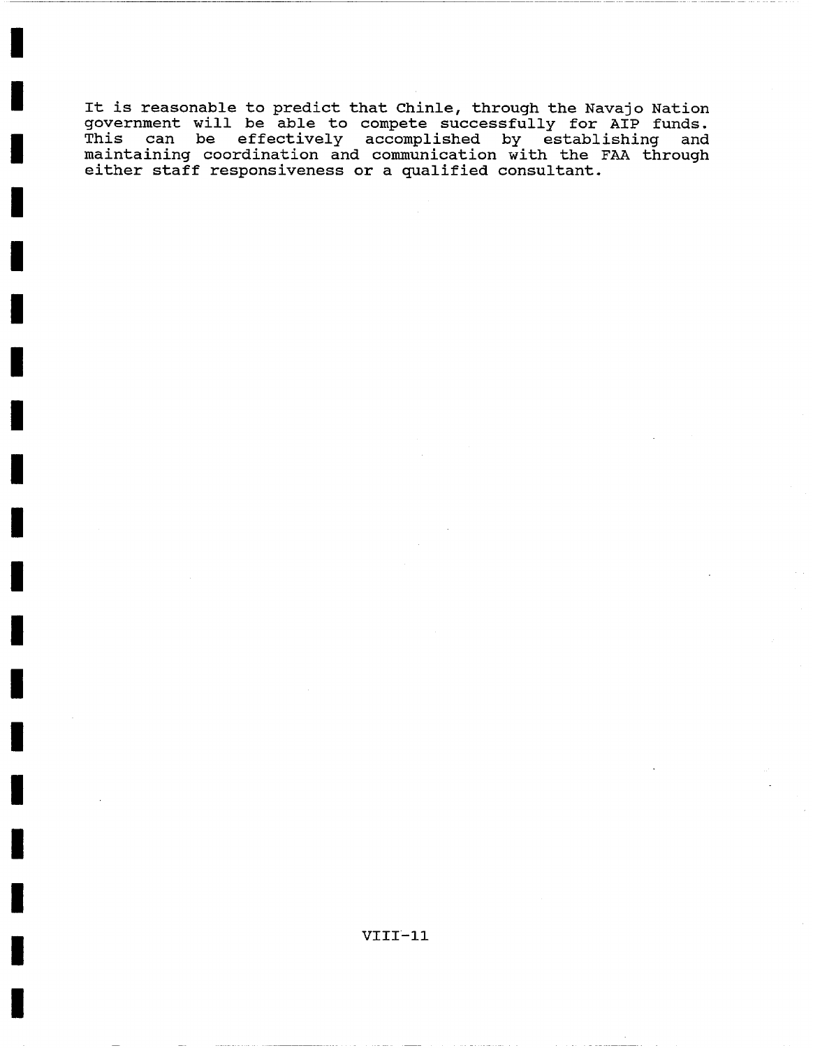It is reasonable to predict that Chinle, through the Navajo Nation government will be able to compete successfully for AIP funds. This can be effectively accomplished by establishing and maintaining coordination and communication with the FAA through either staff responsiveness or a qualified consultant.